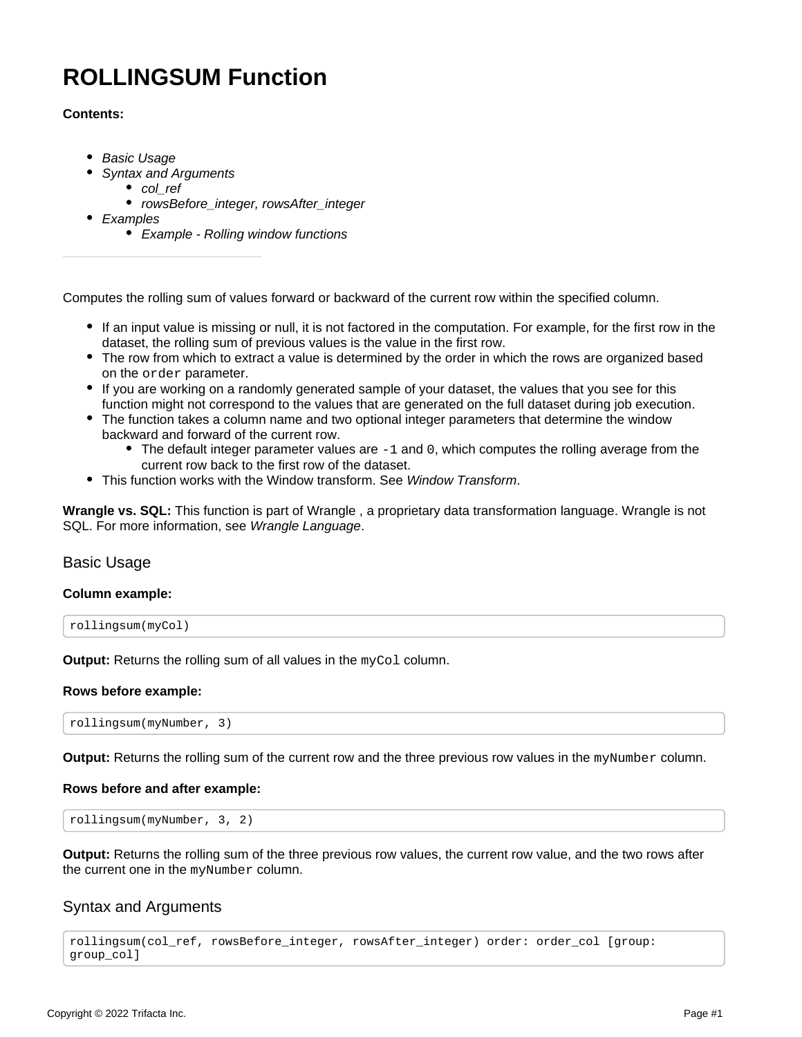# ROLLINGSUM Function

**Contents:**

- *Basic Usage*
- *Syntax and Arguments*
  - *col_ref*
  - *rowsBefore_integer, rowsAfter_integer*
- *Examples*
  - *Example - Rolling window functions*

---

Computes the rolling sum of values forward or backward of the current row within the specified column.

- If an input value is missing or null, it is not factored in the computation. For example, for the first row in the dataset, the rolling sum of previous values is the value in the first row.
- The row from which to extract a value is determined by the order in which the rows are organized based on the `order` parameter.
- If you are working on a randomly generated sample of your dataset, the values that you see for this function might not correspond to the values that are generated on the full dataset during job execution.
- The function takes a column name and two optional integer parameters that determine the window backward and forward of the current row.
  - The default integer parameter values are `-1` and `0`, which computes the rolling average from the current row back to the first row of the dataset.
- This function works with the Window transform. See *Window Transform*.

**Wrangle vs. SQL:** This function is part of Wrangle , a proprietary data transformation language. Wrangle is not SQL. For more information, see *Wrangle Language*.

## Basic Usage

**Column example:**

```
rollingsum(myCol)
```

**Output:** Returns the rolling sum of all values in the `myCol` column.

**Rows before example:**

```
rollingsum(myNumber, 3)
```

**Output:** Returns the rolling sum of the current row and the three previous row values in the `myNumber` column.

**Rows before and after example:**

```
rollingsum(myNumber, 3, 2)
```

**Output:** Returns the rolling sum of the three previous row values, the current row value, and the two rows after the current one in the `myNumber` column.

## Syntax and Arguments

```
rollingsum(col_ref, rowsBefore_integer, rowsAfter_integer) order: order_col [group: group_col]
```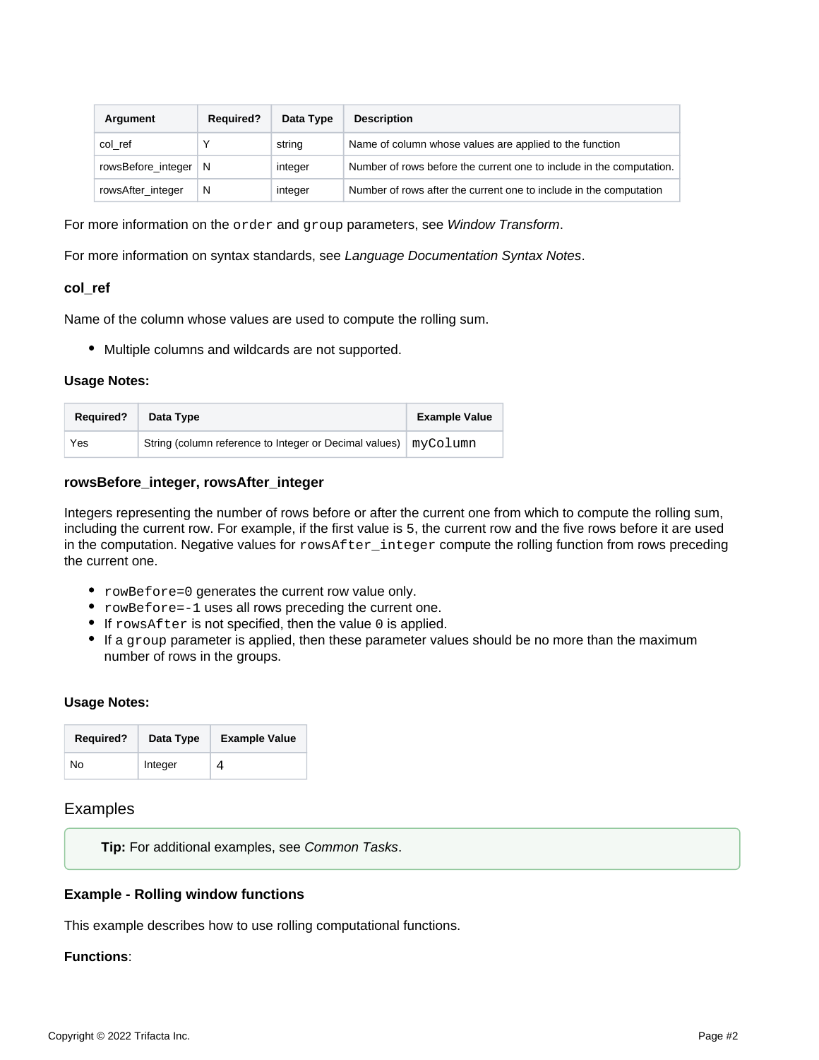| Argument | Required? | Data Type | Description |
| --- | --- | --- | --- |
| col_ref | Y | string | Name of column whose values are applied to the function |
| rowsBefore_integer | N | integer | Number of rows before the current one to include in the computation. |
| rowsAfter_integer | N | integer | Number of rows after the current one to include in the computation |

For more information on the `order` and `group` parameters, see *Window Transform*.

For more information on syntax standards, see *Language Documentation Syntax Notes*.

#### col_ref

Name of the column whose values are used to compute the rolling sum.

- Multiple columns and wildcards are not supported.

**Usage Notes:**

| Required? | Data Type | Example Value |
| --- | --- | --- |
| Yes | String (column reference to Integer or Decimal values) | `myColumn` |

#### rowsBefore_integer, rowsAfter_integer

Integers representing the number of rows before or after the current one from which to compute the rolling sum, including the current row. For example, if the first value is `5`, the current row and the five rows before it are used in the computation. Negative values for `rowsAfter_integer` compute the rolling function from rows preceding the current one.

- `rowBefore=0` generates the current row value only.
- `rowBefore=-1` uses all rows preceding the current one.
- If `rowsAfter` is not specified, then the value `0` is applied.
- If a `group` parameter is applied, then these parameter values should be no more than the maximum number of rows in the groups.

**Usage Notes:**

| Required? | Data Type | Example Value |
| --- | --- | --- |
| No | Integer | `4` |

## Examples

> **Tip:** For additional examples, see *Common Tasks*.

#### Example - Rolling window functions

This example describes how to use rolling computational functions.

**Functions**: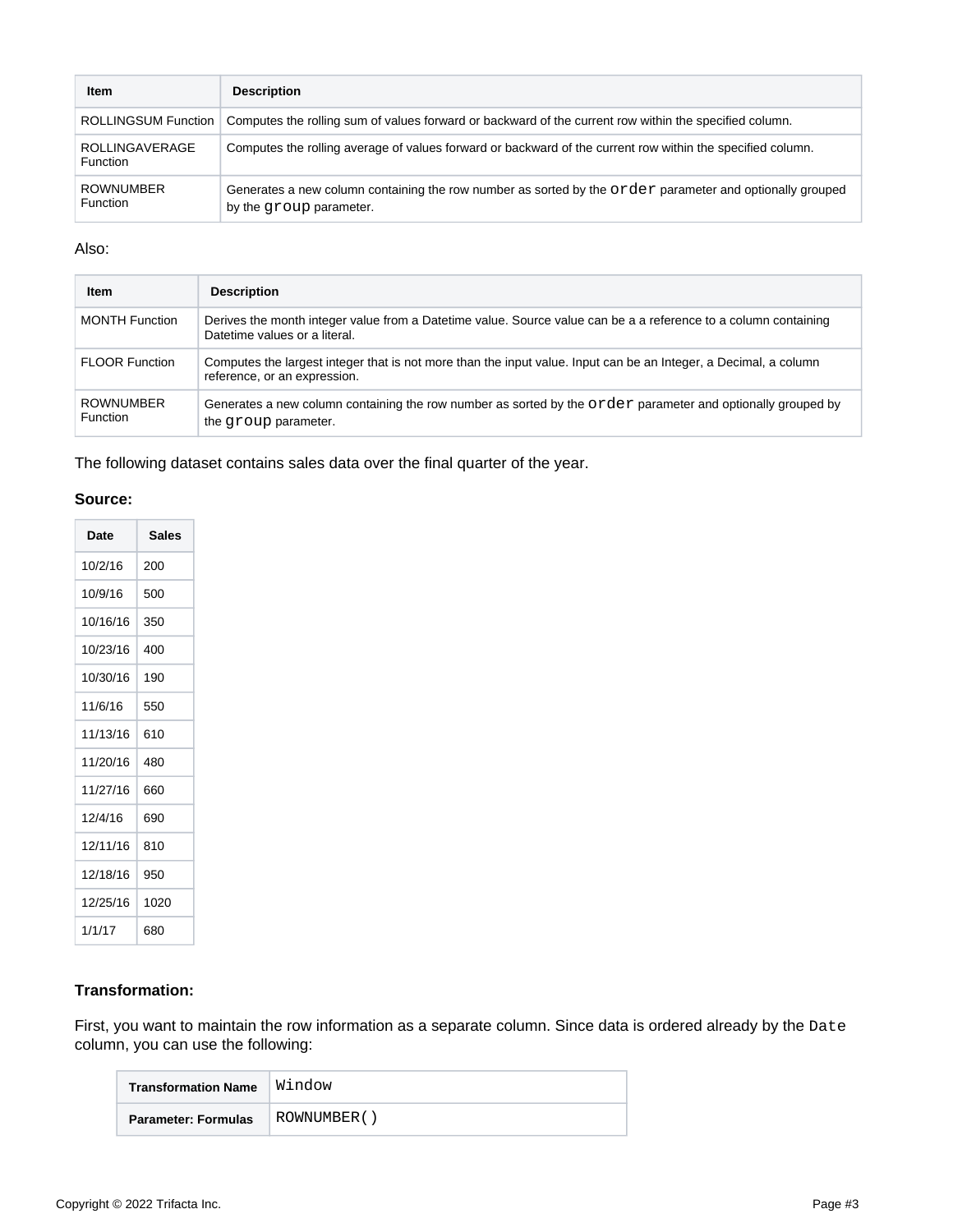| Item | Description |
| --- | --- |
| ROLLINGSUM Function | Computes the rolling sum of values forward or backward of the current row within the specified column. |
| ROLLINGAVERAGE Function | Computes the rolling average of values forward or backward of the current row within the specified column. |
| ROWNUMBER Function | Generates a new column containing the row number as sorted by the `order` parameter and optionally grouped by the `group` parameter. |

Also:

| Item | Description |
| --- | --- |
| MONTH Function | Derives the month integer value from a Datetime value. Source value can be a a reference to a column containing Datetime values or a literal. |
| FLOOR Function | Computes the largest integer that is not more than the input value. Input can be an Integer, a Decimal, a column reference, or an expression. |
| ROWNUMBER Function | Generates a new column containing the row number as sorted by the `order` parameter and optionally grouped by the `group` parameter. |

The following dataset contains sales data over the final quarter of the year.

**Source:**

| Date | Sales |
| --- | --- |
| 10/2/16 | 200 |
| 10/9/16 | 500 |
| 10/16/16 | 350 |
| 10/23/16 | 400 |
| 10/30/16 | 190 |
| 11/6/16 | 550 |
| 11/13/16 | 610 |
| 11/20/16 | 480 |
| 11/27/16 | 660 |
| 12/4/16 | 690 |
| 12/11/16 | 810 |
| 12/18/16 | 950 |
| 12/25/16 | 1020 |
| 1/1/17 | 680 |

**Transformation:**

First, you want to maintain the row information as a separate column. Since data is ordered already by the `Date` column, you can use the following:

| Transformation Name | `Window` |
| --- | --- |
| Parameter: Formulas | `ROWNUMBER()` |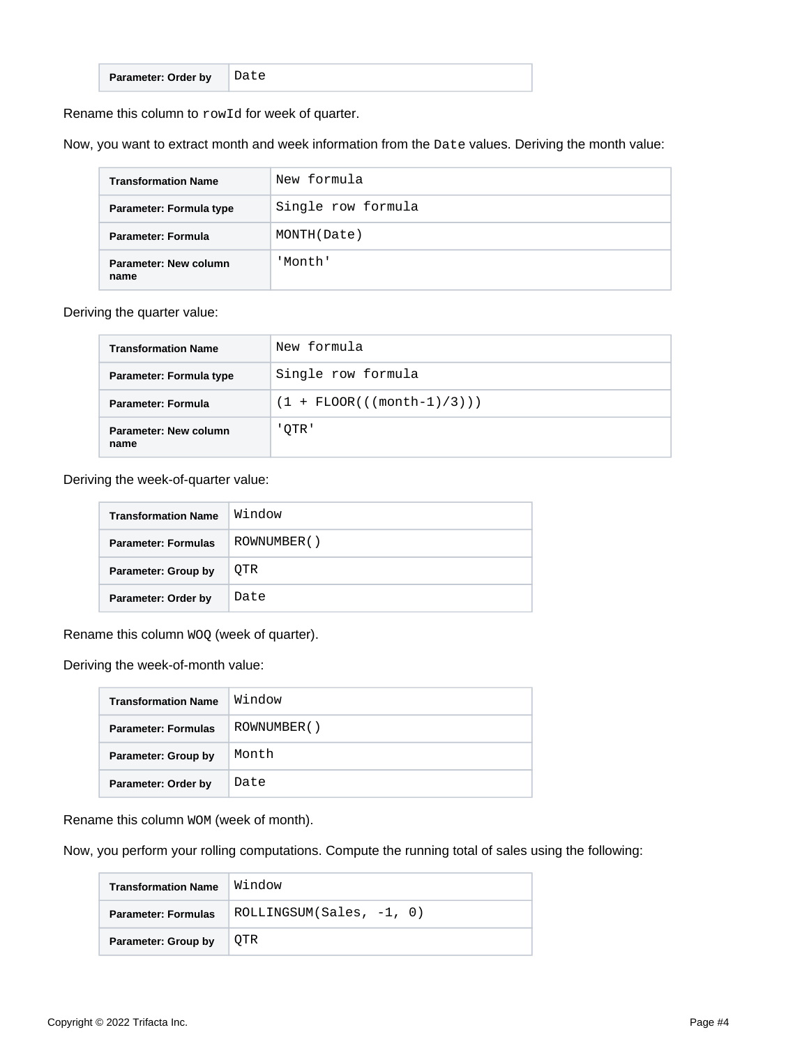| Parameter: Order by | Date |
|---|---|

Rename this column to `rowId` for week of quarter.

Now, you want to extract month and week information from the `Date` values. Deriving the month value:

| Transformation Name | New formula |
|---|---|
| Parameter: Formula type | Single row formula |
| Parameter: Formula | MONTH(Date) |
| Parameter: New column name | 'Month' |

Deriving the quarter value:

| Transformation Name | New formula |
|---|---|
| Parameter: Formula type | Single row formula |
| Parameter: Formula | (1 + FLOOR(((month-1)/3))) |
| Parameter: New column name | 'QTR' |

Deriving the week-of-quarter value:

| Transformation Name | Window |
|---|---|
| Parameter: Formulas | ROWNUMBER() |
| Parameter: Group by | QTR |
| Parameter: Order by | Date |

Rename this column `WOQ` (week of quarter).

Deriving the week-of-month value:

| Transformation Name | Window |
|---|---|
| Parameter: Formulas | ROWNUMBER() |
| Parameter: Group by | Month |
| Parameter: Order by | Date |

Rename this column `WOM` (week of month).

Now, you perform your rolling computations. Compute the running total of sales using the following:

| Transformation Name | Window |
|---|---|
| Parameter: Formulas | ROLLINGSUM(Sales, -1, 0) |
| Parameter: Group by | QTR |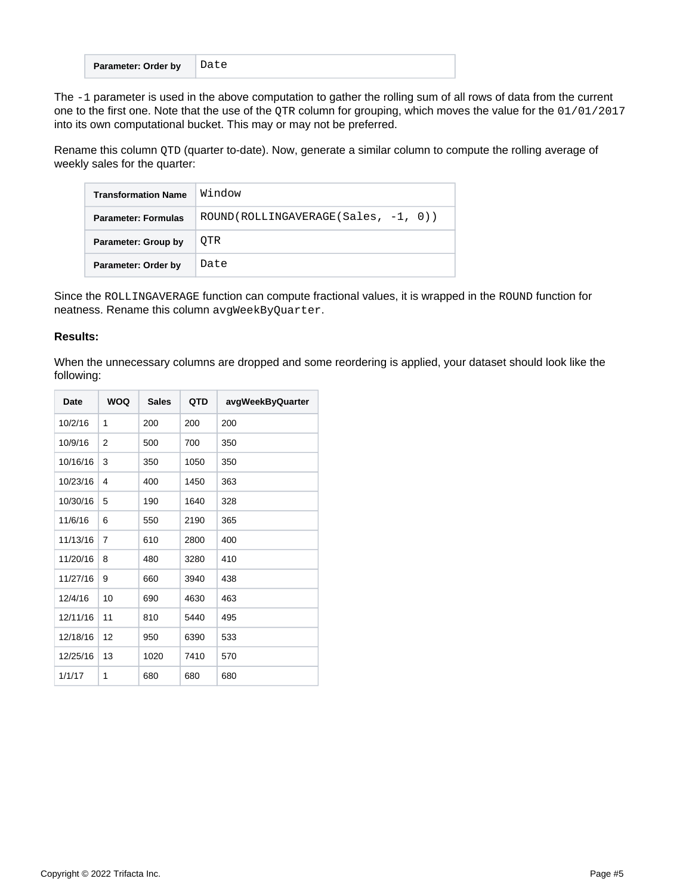| | |
|---|---|
| **Parameter: Order by** | Date |

The `-1` parameter is used in the above computation to gather the rolling sum of all rows of data from the current one to the first one. Note that the use of the `QTR` column for grouping, which moves the value for the `01/01/2017` into its own computational bucket. This may or may not be preferred.

Rename this column `QTD` (quarter to-date). Now, generate a similar column to compute the rolling average of weekly sales for the quarter:

| | |
|---|---|
| **Transformation Name** | Window |
| **Parameter: Formulas** | ROUND(ROLLINGAVERAGE(Sales, -1, 0)) |
| **Parameter: Group by** | QTR |
| **Parameter: Order by** | Date |

Since the `ROLLINGAVERAGE` function can compute fractional values, it is wrapped in the `ROUND` function for neatness. Rename this column `avgWeekByQuarter`.

**Results:**

When the unnecessary columns are dropped and some reordering is applied, your dataset should look like the following:

| Date | WOQ | Sales | QTD | avgWeekByQuarter |
|---|---|---|---|---|
| 10/2/16 | 1 | 200 | 200 | 200 |
| 10/9/16 | 2 | 500 | 700 | 350 |
| 10/16/16 | 3 | 350 | 1050 | 350 |
| 10/23/16 | 4 | 400 | 1450 | 363 |
| 10/30/16 | 5 | 190 | 1640 | 328 |
| 11/6/16 | 6 | 550 | 2190 | 365 |
| 11/13/16 | 7 | 610 | 2800 | 400 |
| 11/20/16 | 8 | 480 | 3280 | 410 |
| 11/27/16 | 9 | 660 | 3940 | 438 |
| 12/4/16 | 10 | 690 | 4630 | 463 |
| 12/11/16 | 11 | 810 | 5440 | 495 |
| 12/18/16 | 12 | 950 | 6390 | 533 |
| 12/25/16 | 13 | 1020 | 7410 | 570 |
| 1/1/17 | 1 | 680 | 680 | 680 |